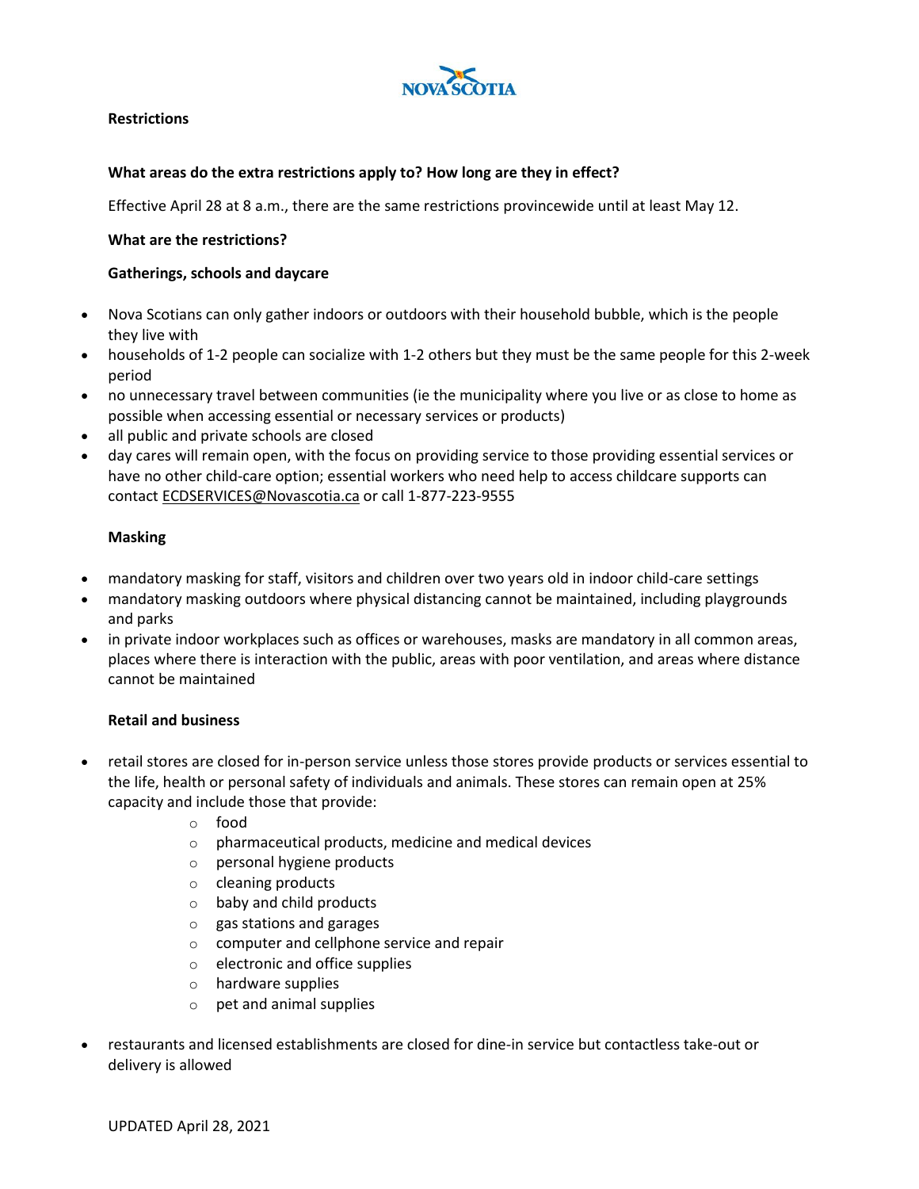NOVA SCOTIA

**Restrictions**

**What areas do the extra restrictions apply to? How long are they in effect?**

Effective April 28 at 8 a.m., there are the same restrictions provincewide until at least May 12.

**What are the restrictions?**

**Gatherings, schools and daycare**

- Nova Scotians can only gather indoors or outdoors with their household bubble, which is the people they live with
- households of 1-2 people can socialize with 1-2 others but they must be the same people for this 2-week period
- no unnecessary travel between communities (ie the municipality where you live or as close to home as possible when accessing essential or necessary services or products)
- all public and private schools are closed
- day cares will remain open, with the focus on providing service to those providing essential services or have no other child-care option; essential workers who need help to access childcare supports can contact ECDSERVICES@Novascotia.ca or call 1-877-223-9555

**Masking**

- mandatory masking for staff, visitors and children over two years old in indoor child-care settings
- mandatory masking outdoors where physical distancing cannot be maintained, including playgrounds and parks
- in private indoor workplaces such as offices or warehouses, masks are mandatory in all common areas, places where there is interaction with the public, areas with poor ventilation, and areas where distance cannot be maintained

**Retail and business**

- retail stores are closed for in-person service unless those stores provide products or services essential to the life, health or personal safety of individuals and animals. These stores can remain open at 25% capacity and include those that provide:
  - food
  - pharmaceutical products, medicine and medical devices
  - personal hygiene products
  - cleaning products
  - baby and child products
  - gas stations and garages
  - computer and cellphone service and repair
  - electronic and office supplies
  - hardware supplies
  - pet and animal supplies
- restaurants and licensed establishments are closed for dine-in service but contactless take-out or delivery is allowed

UPDATED April 28, 2021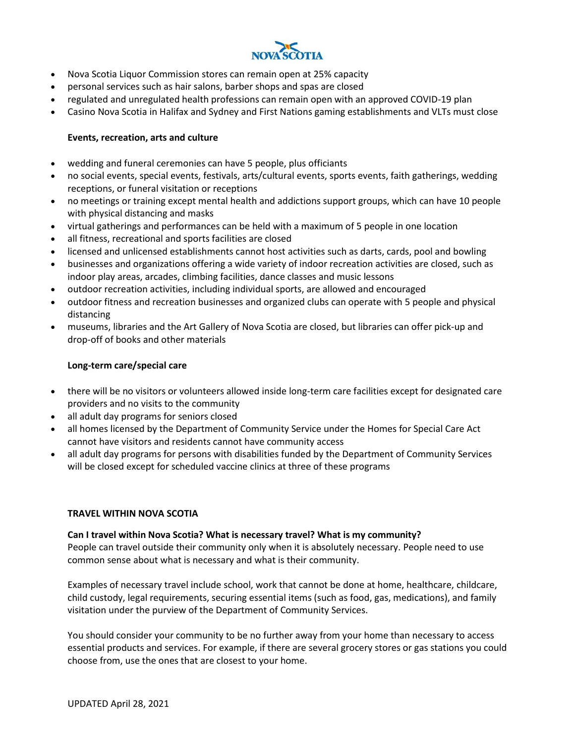- Nova Scotia Liquor Commission stores can remain open at 25% capacity
- personal services such as hair salons, barber shops and spas are closed
- regulated and unregulated health professions can remain open with an approved COVID-19 plan
- Casino Nova Scotia in Halifax and Sydney and First Nations gaming establishments and VLTs must close

**Events, recreation, arts and culture**

- wedding and funeral ceremonies can have 5 people, plus officiants
- no social events, special events, festivals, arts/cultural events, sports events, faith gatherings, wedding receptions, or funeral visitation or receptions
- no meetings or training except mental health and addictions support groups, which can have 10 people with physical distancing and masks
- virtual gatherings and performances can be held with a maximum of 5 people in one location
- all fitness, recreational and sports facilities are closed
- licensed and unlicensed establishments cannot host activities such as darts, cards, pool and bowling
- businesses and organizations offering a wide variety of indoor recreation activities are closed, such as indoor play areas, arcades, climbing facilities, dance classes and music lessons
- outdoor recreation activities, including individual sports, are allowed and encouraged
- outdoor fitness and recreation businesses and organized clubs can operate with 5 people and physical distancing
- museums, libraries and the Art Gallery of Nova Scotia are closed, but libraries can offer pick-up and drop-off of books and other materials

**Long-term care/special care**

- there will be no visitors or volunteers allowed inside long-term care facilities except for designated care providers and no visits to the community
- all adult day programs for seniors closed
- all homes licensed by the Department of Community Service under the Homes for Special Care Act cannot have visitors and residents cannot have community access
- all adult day programs for persons with disabilities funded by the Department of Community Services will be closed except for scheduled vaccine clinics at three of these programs

## TRAVEL WITHIN NOVA SCOTIA

**Can I travel within Nova Scotia? What is necessary travel? What is my community?**

People can travel outside their community only when it is absolutely necessary. People need to use common sense about what is necessary and what is their community.

Examples of necessary travel include school, work that cannot be done at home, healthcare, childcare, child custody, legal requirements, securing essential items (such as food, gas, medications), and family visitation under the purview of the Department of Community Services.

You should consider your community to be no further away from your home than necessary to access essential products and services. For example, if there are several grocery stores or gas stations you could choose from, use the ones that are closest to your home.

UPDATED April 28, 2021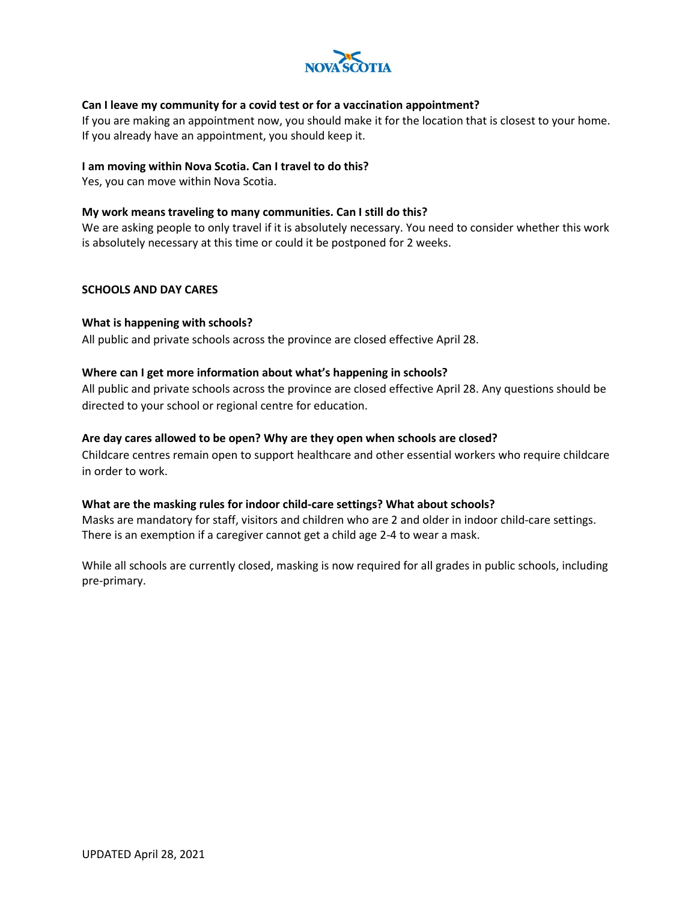**Can I leave my community for a covid test or for a vaccination appointment?**
If you are making an appointment now, you should make it for the location that is closest to your home. If you already have an appointment, you should keep it.

**I am moving within Nova Scotia. Can I travel to do this?**
Yes, you can move within Nova Scotia.

**My work means traveling to many communities. Can I still do this?**
We are asking people to only travel if it is absolutely necessary. You need to consider whether this work is absolutely necessary at this time or could it be postponed for 2 weeks.

## SCHOOLS AND DAY CARES

**What is happening with schools?**
All public and private schools across the province are closed effective April 28.

**Where can I get more information about what's happening in schools?**
All public and private schools across the province are closed effective April 28. Any questions should be directed to your school or regional centre for education.

**Are day cares allowed to be open? Why are they open when schools are closed?**
Childcare centres remain open to support healthcare and other essential workers who require childcare in order to work.

**What are the masking rules for indoor child-care settings? What about schools?**
Masks are mandatory for staff, visitors and children who are 2 and older in indoor child-care settings. There is an exemption if a caregiver cannot get a child age 2-4 to wear a mask.

While all schools are currently closed, masking is now required for all grades in public schools, including pre-primary.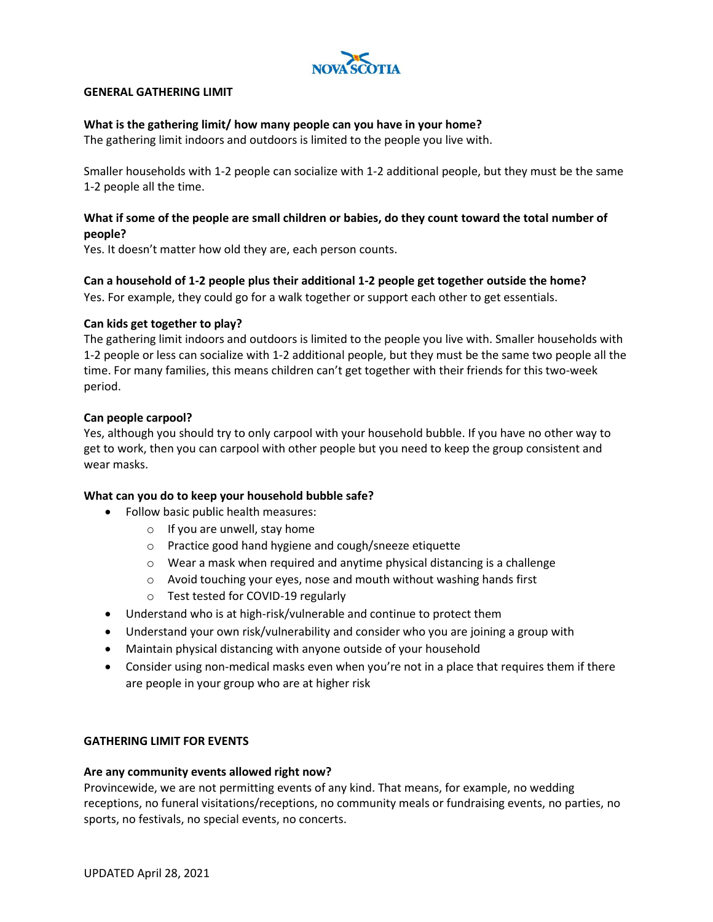## GENERAL GATHERING LIMIT

**What is the gathering limit/ how many people can you have in your home?**
The gathering limit indoors and outdoors is limited to the people you live with.

Smaller households with 1-2 people can socialize with 1-2 additional people, but they must be the same 1-2 people all the time.

**What if some of the people are small children or babies, do they count toward the total number of people?**
Yes. It doesn't matter how old they are, each person counts.

**Can a household of 1-2 people plus their additional 1-2 people get together outside the home?**
Yes. For example, they could go for a walk together or support each other to get essentials.

**Can kids get together to play?**
The gathering limit indoors and outdoors is limited to the people you live with. Smaller households with 1-2 people or less can socialize with 1-2 additional people, but they must be the same two people all the time. For many families, this means children can't get together with their friends for this two-week period.

**Can people carpool?**
Yes, although you should try to only carpool with your household bubble. If you have no other way to get to work, then you can carpool with other people but you need to keep the group consistent and wear masks.

**What can you do to keep your household bubble safe?**

- Follow basic public health measures:
  - If you are unwell, stay home
  - Practice good hand hygiene and cough/sneeze etiquette
  - Wear a mask when required and anytime physical distancing is a challenge
  - Avoid touching your eyes, nose and mouth without washing hands first
  - Test tested for COVID-19 regularly
- Understand who is at high-risk/vulnerable and continue to protect them
- Understand your own risk/vulnerability and consider who you are joining a group with
- Maintain physical distancing with anyone outside of your household
- Consider using non-medical masks even when you're not in a place that requires them if there are people in your group who are at higher risk

## GATHERING LIMIT FOR EVENTS

**Are any community events allowed right now?**
Provincewide, we are not permitting events of any kind. That means, for example, no wedding receptions, no funeral visitations/receptions, no community meals or fundraising events, no parties, no sports, no festivals, no special events, no concerts.

UPDATED April 28, 2021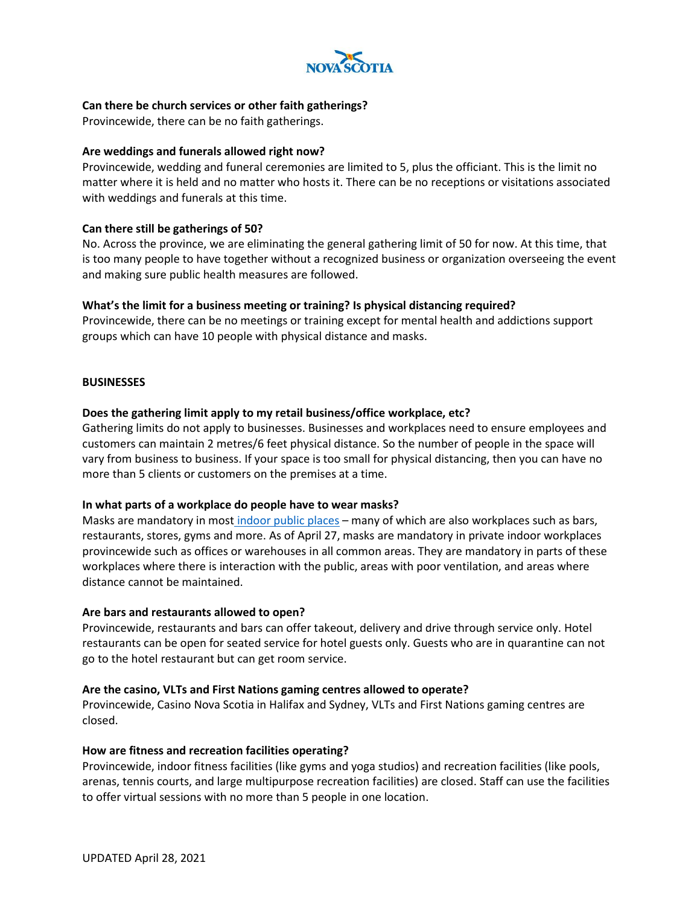**Can there be church services or other faith gatherings?**
Provincewide, there can be no faith gatherings.

**Are weddings and funerals allowed right now?**
Provincewide, wedding and funeral ceremonies are limited to 5, plus the officiant. This is the limit no matter where it is held and no matter who hosts it. There can be no receptions or visitations associated with weddings and funerals at this time.

**Can there still be gatherings of 50?**
No. Across the province, we are eliminating the general gathering limit of 50 for now. At this time, that is too many people to have together without a recognized business or organization overseeing the event and making sure public health measures are followed.

**What's the limit for a business meeting or training? Is physical distancing required?**
Provincewide, there can be no meetings or training except for mental health and addictions support groups which can have 10 people with physical distance and masks.

## BUSINESSES

**Does the gathering limit apply to my retail business/office workplace, etc?**
Gathering limits do not apply to businesses. Businesses and workplaces need to ensure employees and customers can maintain 2 metres/6 feet physical distance. So the number of people in the space will vary from business to business. If your space is too small for physical distancing, then you can have no more than 5 clients or customers on the premises at a time.

**In what parts of a workplace do people have to wear masks?**
Masks are mandatory in most indoor public places – many of which are also workplaces such as bars, restaurants, stores, gyms and more. As of April 27, masks are mandatory in private indoor workplaces provincewide such as offices or warehouses in all common areas. They are mandatory in parts of these workplaces where there is interaction with the public, areas with poor ventilation, and areas where distance cannot be maintained.

**Are bars and restaurants allowed to open?**
Provincewide, restaurants and bars can offer takeout, delivery and drive through service only. Hotel restaurants can be open for seated service for hotel guests only. Guests who are in quarantine can not go to the hotel restaurant but can get room service.

**Are the casino, VLTs and First Nations gaming centres allowed to operate?**
Provincewide, Casino Nova Scotia in Halifax and Sydney, VLTs and First Nations gaming centres are closed.

**How are fitness and recreation facilities operating?**
Provincewide, indoor fitness facilities (like gyms and yoga studios) and recreation facilities (like pools, arenas, tennis courts, and large multipurpose recreation facilities) are closed. Staff can use the facilities to offer virtual sessions with no more than 5 people in one location.

UPDATED April 28, 2021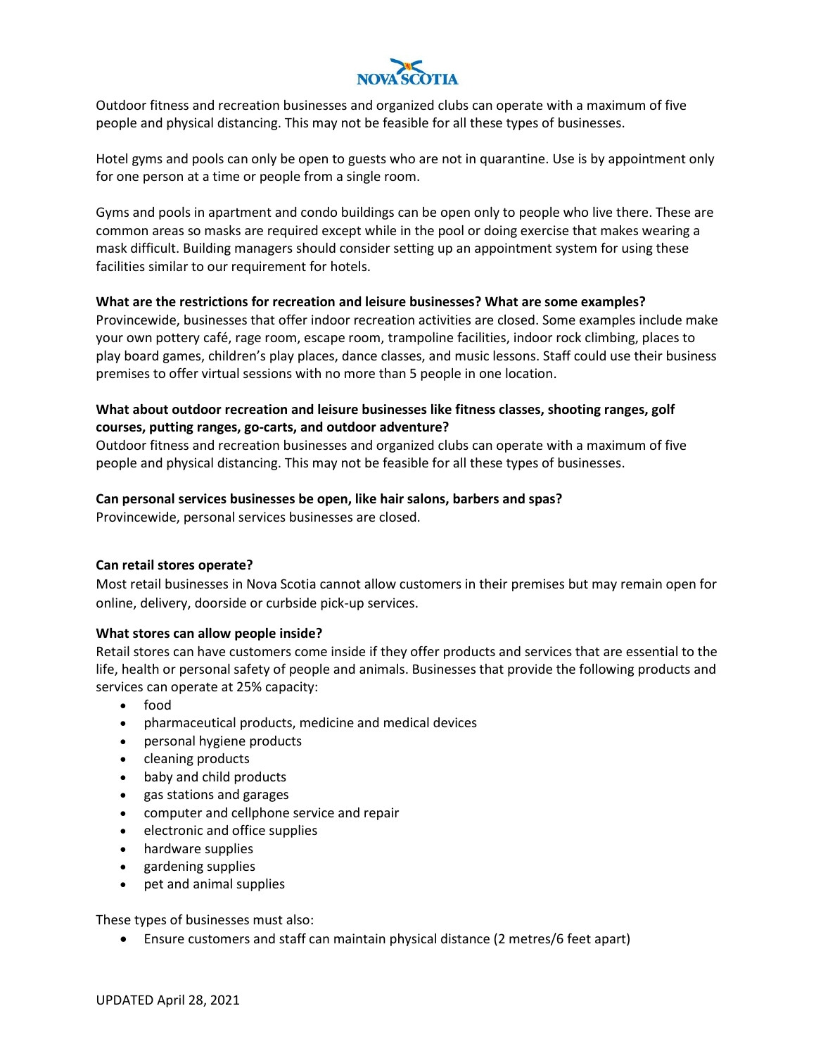Outdoor fitness and recreation businesses and organized clubs can operate with a maximum of five people and physical distancing. This may not be feasible for all these types of businesses.

Hotel gyms and pools can only be open to guests who are not in quarantine. Use is by appointment only for one person at a time or people from a single room.

Gyms and pools in apartment and condo buildings can be open only to people who live there. These are common areas so masks are required except while in the pool or doing exercise that makes wearing a mask difficult. Building managers should consider setting up an appointment system for using these facilities similar to our requirement for hotels.

**What are the restrictions for recreation and leisure businesses? What are some examples?**
Provincewide, businesses that offer indoor recreation activities are closed. Some examples include make your own pottery café, rage room, escape room, trampoline facilities, indoor rock climbing, places to play board games, children's play places, dance classes, and music lessons. Staff could use their business premises to offer virtual sessions with no more than 5 people in one location.

**What about outdoor recreation and leisure businesses like fitness classes, shooting ranges, golf courses, putting ranges, go-carts, and outdoor adventure?**
Outdoor fitness and recreation businesses and organized clubs can operate with a maximum of five people and physical distancing. This may not be feasible for all these types of businesses.

**Can personal services businesses be open, like hair salons, barbers and spas?**
Provincewide, personal services businesses are closed.

**Can retail stores operate?**
Most retail businesses in Nova Scotia cannot allow customers in their premises but may remain open for online, delivery, doorside or curbside pick-up services.

**What stores can allow people inside?**
Retail stores can have customers come inside if they offer products and services that are essential to the life, health or personal safety of people and animals. Businesses that provide the following products and services can operate at 25% capacity:

- food
- pharmaceutical products, medicine and medical devices
- personal hygiene products
- cleaning products
- baby and child products
- gas stations and garages
- computer and cellphone service and repair
- electronic and office supplies
- hardware supplies
- gardening supplies
- pet and animal supplies

These types of businesses must also:

- Ensure customers and staff can maintain physical distance (2 metres/6 feet apart)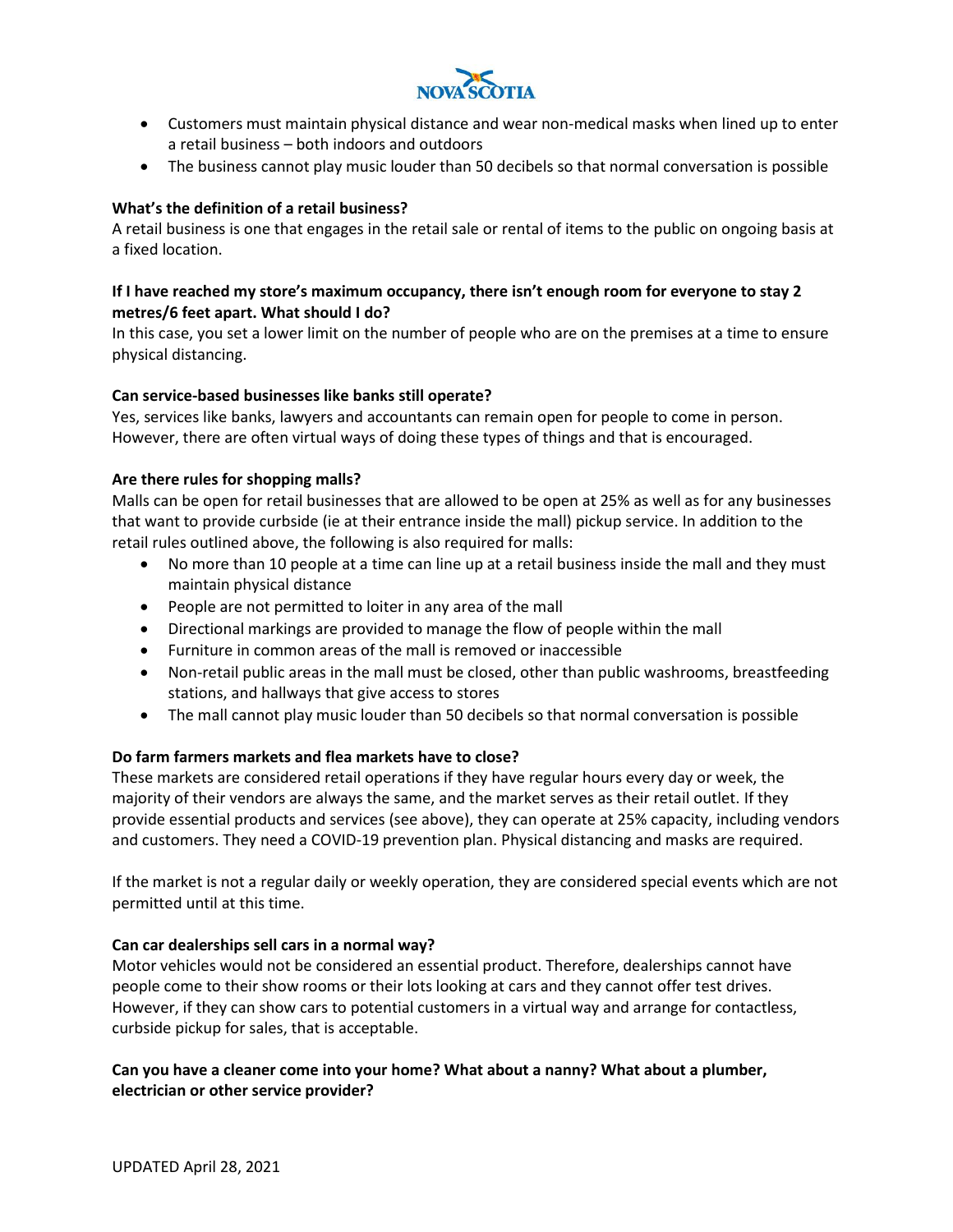- Customers must maintain physical distance and wear non-medical masks when lined up to enter a retail business – both indoors and outdoors
- The business cannot play music louder than 50 decibels so that normal conversation is possible

**What's the definition of a retail business?**
A retail business is one that engages in the retail sale or rental of items to the public on ongoing basis at a fixed location.

**If I have reached my store's maximum occupancy, there isn't enough room for everyone to stay 2 metres/6 feet apart. What should I do?**
In this case, you set a lower limit on the number of people who are on the premises at a time to ensure physical distancing.

**Can service-based businesses like banks still operate?**
Yes, services like banks, lawyers and accountants can remain open for people to come in person. However, there are often virtual ways of doing these types of things and that is encouraged.

**Are there rules for shopping malls?**
Malls can be open for retail businesses that are allowed to be open at 25% as well as for any businesses that want to provide curbside (ie at their entrance inside the mall) pickup service. In addition to the retail rules outlined above, the following is also required for malls:

- No more than 10 people at a time can line up at a retail business inside the mall and they must maintain physical distance
- People are not permitted to loiter in any area of the mall
- Directional markings are provided to manage the flow of people within the mall
- Furniture in common areas of the mall is removed or inaccessible
- Non-retail public areas in the mall must be closed, other than public washrooms, breastfeeding stations, and hallways that give access to stores
- The mall cannot play music louder than 50 decibels so that normal conversation is possible

**Do farm farmers markets and flea markets have to close?**
These markets are considered retail operations if they have regular hours every day or week, the majority of their vendors are always the same, and the market serves as their retail outlet. If they provide essential products and services (see above), they can operate at 25% capacity, including vendors and customers. They need a COVID-19 prevention plan. Physical distancing and masks are required.

If the market is not a regular daily or weekly operation, they are considered special events which are not permitted until at this time.

**Can car dealerships sell cars in a normal way?**
Motor vehicles would not be considered an essential product. Therefore, dealerships cannot have people come to their show rooms or their lots looking at cars and they cannot offer test drives. However, if they can show cars to potential customers in a virtual way and arrange for contactless, curbside pickup for sales, that is acceptable.

**Can you have a cleaner come into your home? What about a nanny? What about a plumber, electrician or other service provider?**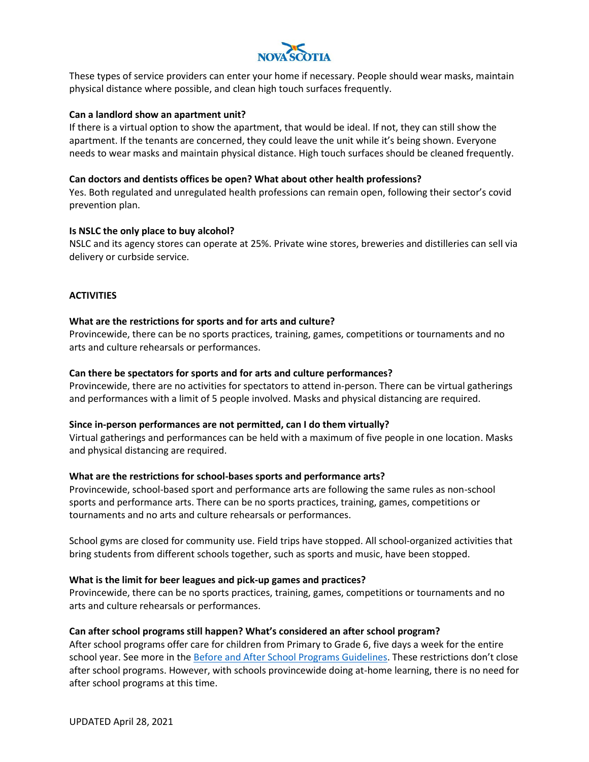These types of service providers can enter your home if necessary. People should wear masks, maintain physical distance where possible, and clean high touch surfaces frequently.

**Can a landlord show an apartment unit?**
If there is a virtual option to show the apartment, that would be ideal. If not, they can still show the apartment. If the tenants are concerned, they could leave the unit while it's being shown. Everyone needs to wear masks and maintain physical distance. High touch surfaces should be cleaned frequently.

**Can doctors and dentists offices be open? What about other health professions?**
Yes. Both regulated and unregulated health professions can remain open, following their sector's covid prevention plan.

**Is NSLC the only place to buy alcohol?**
NSLC and its agency stores can operate at 25%. Private wine stores, breweries and distilleries can sell via delivery or curbside service.

## ACTIVITIES

**What are the restrictions for sports and for arts and culture?**
Provincewide, there can be no sports practices, training, games, competitions or tournaments and no arts and culture rehearsals or performances.

**Can there be spectators for sports and for arts and culture performances?**
Provincewide, there are no activities for spectators to attend in-person. There can be virtual gatherings and performances with a limit of 5 people involved. Masks and physical distancing are required.

**Since in-person performances are not permitted, can I do them virtually?**
Virtual gatherings and performances can be held with a maximum of five people in one location. Masks and physical distancing are required.

**What are the restrictions for school-bases sports and performance arts?**
Provincewide, school-based sport and performance arts are following the same rules as non-school sports and performance arts. There can be no sports practices, training, games, competitions or tournaments and no arts and culture rehearsals or performances.

School gyms are closed for community use. Field trips have stopped. All school-organized activities that bring students from different schools together, such as sports and music, have been stopped.

**What is the limit for beer leagues and pick-up games and practices?**
Provincewide, there can be no sports practices, training, games, competitions or tournaments and no arts and culture rehearsals or performances.

**Can after school programs still happen? What's considered an after school program?**
After school programs offer care for children from Primary to Grade 6, five days a week for the entire school year. See more in the Before and After School Programs Guidelines. These restrictions don't close after school programs. However, with schools provincewide doing at-home learning, there is no need for after school programs at this time.

UPDATED April 28, 2021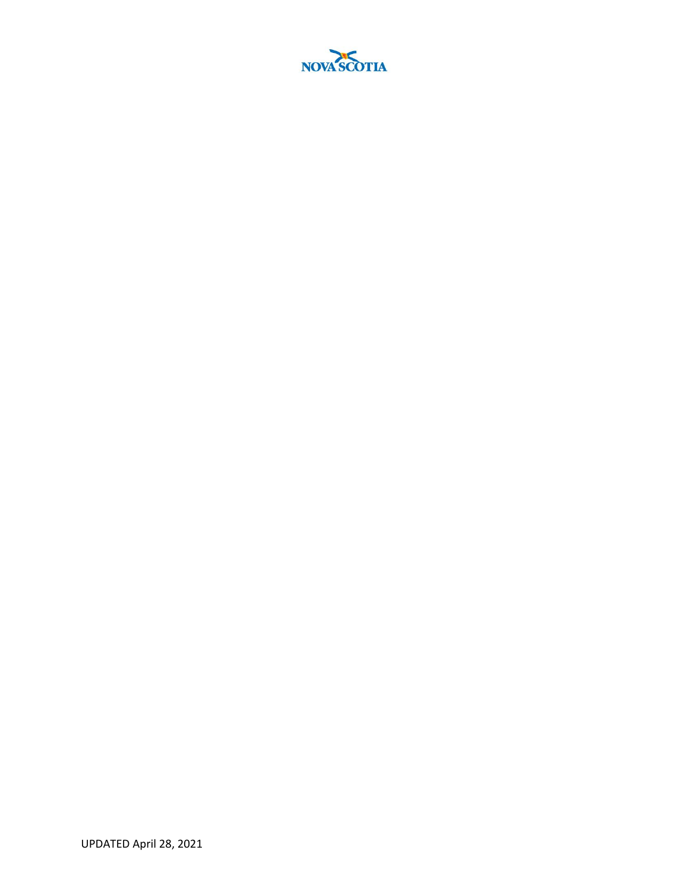UPDATED April 28, 2021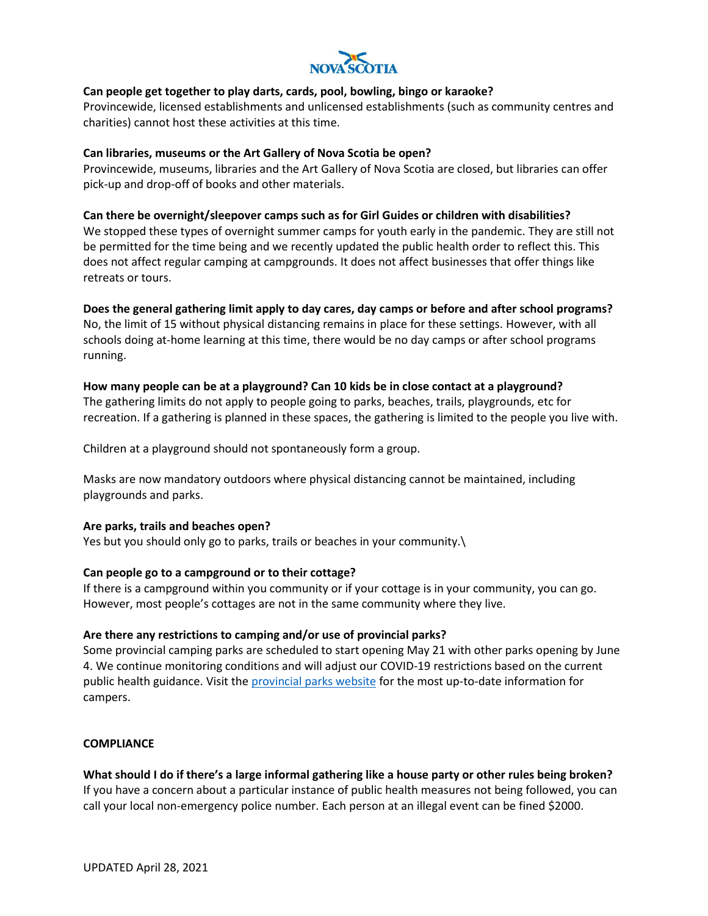**Can people get together to play darts, cards, pool, bowling, bingo or karaoke?**
Provincewide, licensed establishments and unlicensed establishments (such as community centres and charities) cannot host these activities at this time.

**Can libraries, museums or the Art Gallery of Nova Scotia be open?**
Provincewide, museums, libraries and the Art Gallery of Nova Scotia are closed, but libraries can offer pick-up and drop-off of books and other materials.

**Can there be overnight/sleepover camps such as for Girl Guides or children with disabilities?**
We stopped these types of overnight summer camps for youth early in the pandemic. They are still not be permitted for the time being and we recently updated the public health order to reflect this. This does not affect regular camping at campgrounds. It does not affect businesses that offer things like retreats or tours.

**Does the general gathering limit apply to day cares, day camps or before and after school programs?**
No, the limit of 15 without physical distancing remains in place for these settings. However, with all schools doing at-home learning at this time, there would be no day camps or after school programs running.

**How many people can be at a playground? Can 10 kids be in close contact at a playground?**
The gathering limits do not apply to people going to parks, beaches, trails, playgrounds, etc for recreation. If a gathering is planned in these spaces, the gathering is limited to the people you live with.

Children at a playground should not spontaneously form a group.

Masks are now mandatory outdoors where physical distancing cannot be maintained, including playgrounds and parks.

**Are parks, trails and beaches open?**
Yes but you should only go to parks, trails or beaches in your community.\

**Can people go to a campground or to their cottage?**
If there is a campground within you community or if your cottage is in your community, you can go. However, most people's cottages are not in the same community where they live.

**Are there any restrictions to camping and/or use of provincial parks?**
Some provincial camping parks are scheduled to start opening May 21 with other parks opening by June 4. We continue monitoring conditions and will adjust our COVID-19 restrictions based on the current public health guidance. Visit the provincial parks website for the most up-to-date information for campers.

## COMPLIANCE

**What should I do if there's a large informal gathering like a house party or other rules being broken?**
If you have a concern about a particular instance of public health measures not being followed, you can call your local non-emergency police number. Each person at an illegal event can be fined $2000.

UPDATED April 28, 2021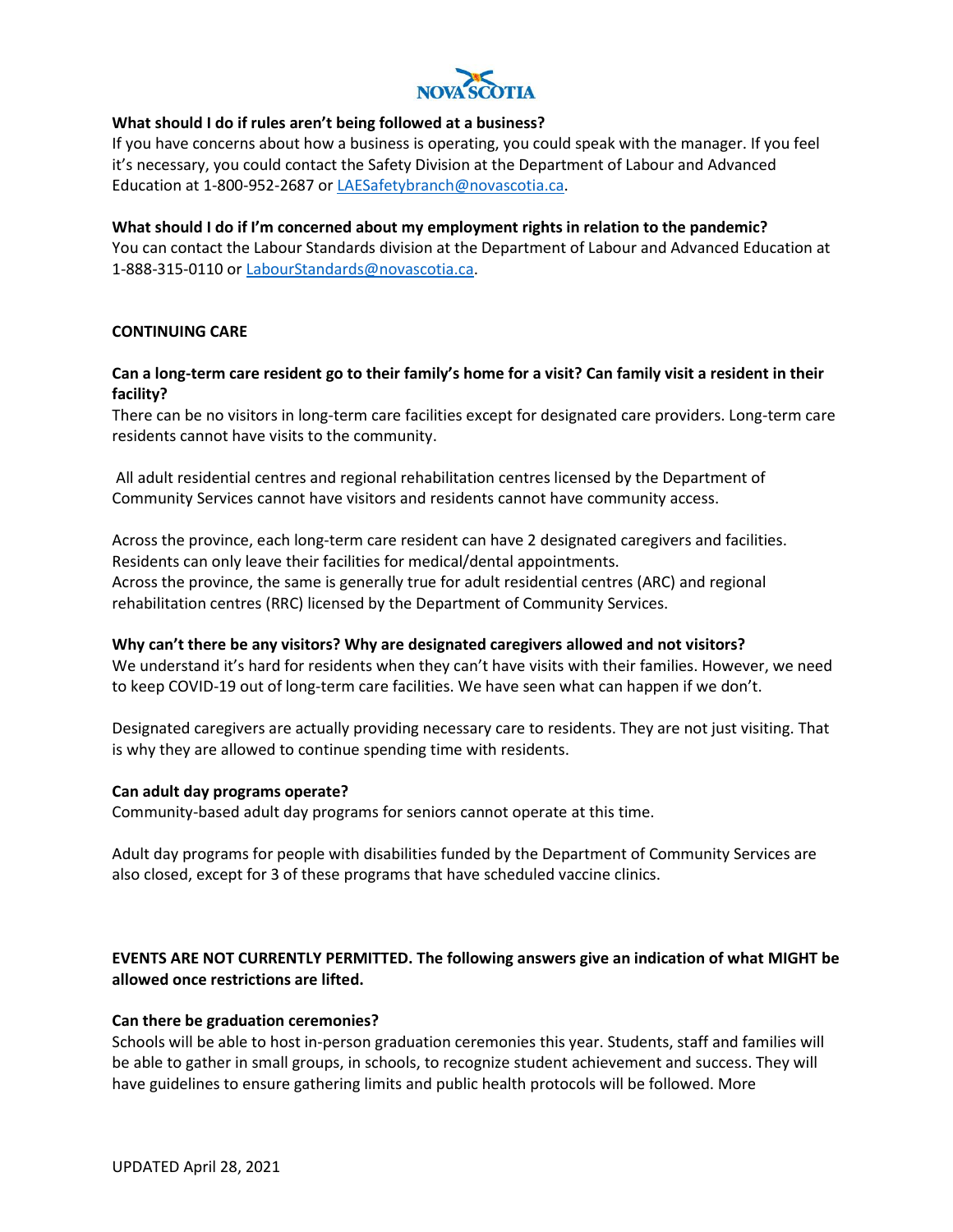**What should I do if rules aren't being followed at a business?**
If you have concerns about how a business is operating, you could speak with the manager. If you feel it's necessary, you could contact the Safety Division at the Department of Labour and Advanced Education at 1-800-952-2687 or LAESafetybranch@novascotia.ca.

**What should I do if I'm concerned about my employment rights in relation to the pandemic?**
You can contact the Labour Standards division at the Department of Labour and Advanced Education at 1-888-315-0110 or LabourStandards@novascotia.ca.

**CONTINUING CARE**

**Can a long-term care resident go to their family's home for a visit? Can family visit a resident in their facility?**
There can be no visitors in long-term care facilities except for designated care providers. Long-term care residents cannot have visits to the community.

All adult residential centres and regional rehabilitation centres licensed by the Department of Community Services cannot have visitors and residents cannot have community access.

Across the province, each long-term care resident can have 2 designated caregivers and facilities. Residents can only leave their facilities for medical/dental appointments.
Across the province, the same is generally true for adult residential centres (ARC) and regional rehabilitation centres (RRC) licensed by the Department of Community Services.

**Why can't there be any visitors? Why are designated caregivers allowed and not visitors?**
We understand it's hard for residents when they can't have visits with their families. However, we need to keep COVID-19 out of long-term care facilities. We have seen what can happen if we don't.

Designated caregivers are actually providing necessary care to residents. They are not just visiting. That is why they are allowed to continue spending time with residents.

**Can adult day programs operate?**
Community-based adult day programs for seniors cannot operate at this time.

Adult day programs for people with disabilities funded by the Department of Community Services are also closed, except for 3 of these programs that have scheduled vaccine clinics.

**EVENTS ARE NOT CURRENTLY PERMITTED. The following answers give an indication of what MIGHT be allowed once restrictions are lifted.**

**Can there be graduation ceremonies?**
Schools will be able to host in-person graduation ceremonies this year. Students, staff and families will be able to gather in small groups, in schools, to recognize student achievement and success. They will have guidelines to ensure gathering limits and public health protocols will be followed. More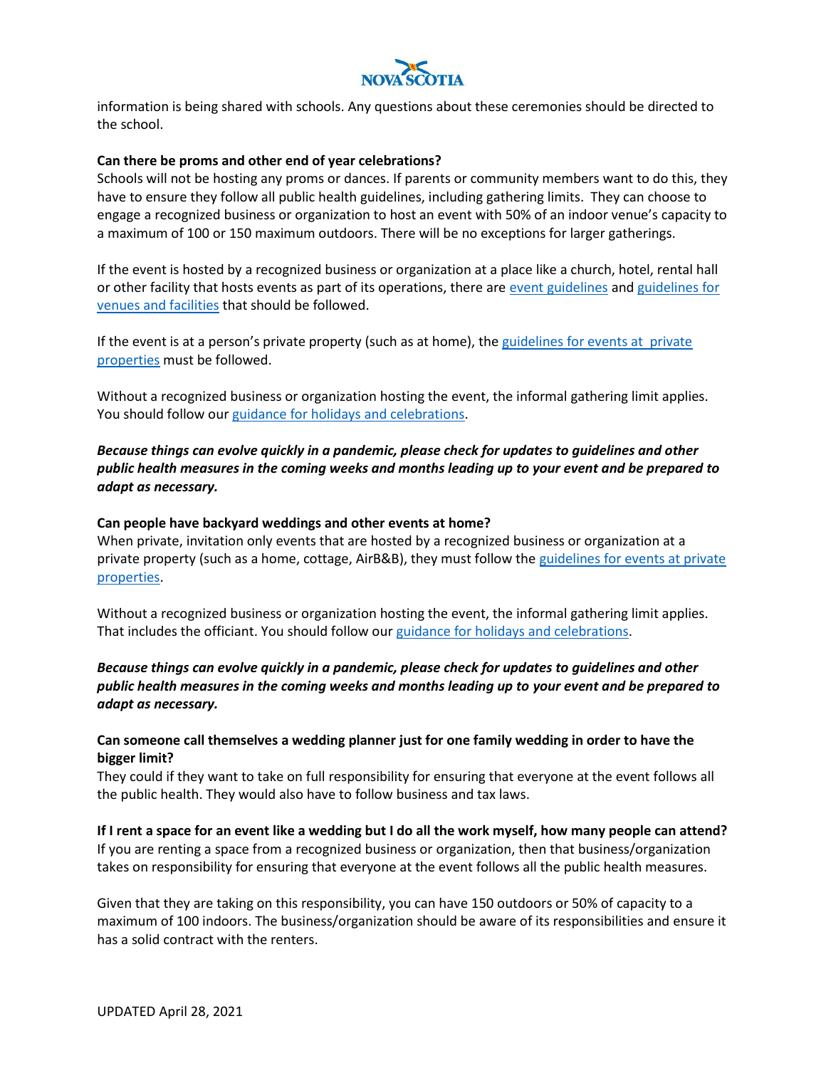information is being shared with schools. Any questions about these ceremonies should be directed to the school.

**Can there be proms and other end of year celebrations?**

Schools will not be hosting any proms or dances. If parents or community members want to do this, they have to ensure they follow all public health guidelines, including gathering limits. They can choose to engage a recognized business or organization to host an event with 50% of an indoor venue's capacity to a maximum of 100 or 150 maximum outdoors. There will be no exceptions for larger gatherings.

If the event is hosted by a recognized business or organization at a place like a church, hotel, rental hall or other facility that hosts events as part of its operations, there are event guidelines and guidelines for venues and facilities that should be followed.

If the event is at a person's private property (such as at home), the guidelines for events at private properties must be followed.

Without a recognized business or organization hosting the event, the informal gathering limit applies. You should follow our guidance for holidays and celebrations.

***Because things can evolve quickly in a pandemic, please check for updates to guidelines and other public health measures in the coming weeks and months leading up to your event and be prepared to adapt as necessary.***

**Can people have backyard weddings and other events at home?**

When private, invitation only events that are hosted by a recognized business or organization at a private property (such as a home, cottage, AirB&B), they must follow the guidelines for events at private properties.

Without a recognized business or organization hosting the event, the informal gathering limit applies. That includes the officiant. You should follow our guidance for holidays and celebrations.

***Because things can evolve quickly in a pandemic, please check for updates to guidelines and other public health measures in the coming weeks and months leading up to your event and be prepared to adapt as necessary.***

**Can someone call themselves a wedding planner just for one family wedding in order to have the bigger limit?**

They could if they want to take on full responsibility for ensuring that everyone at the event follows all the public health. They would also have to follow business and tax laws.

**If I rent a space for an event like a wedding but I do all the work myself, how many people can attend?**

If you are renting a space from a recognized business or organization, then that business/organization takes on responsibility for ensuring that everyone at the event follows all the public health measures.

Given that they are taking on this responsibility, you can have 150 outdoors or 50% of capacity to a maximum of 100 indoors. The business/organization should be aware of its responsibilities and ensure it has a solid contract with the renters.

UPDATED April 28, 2021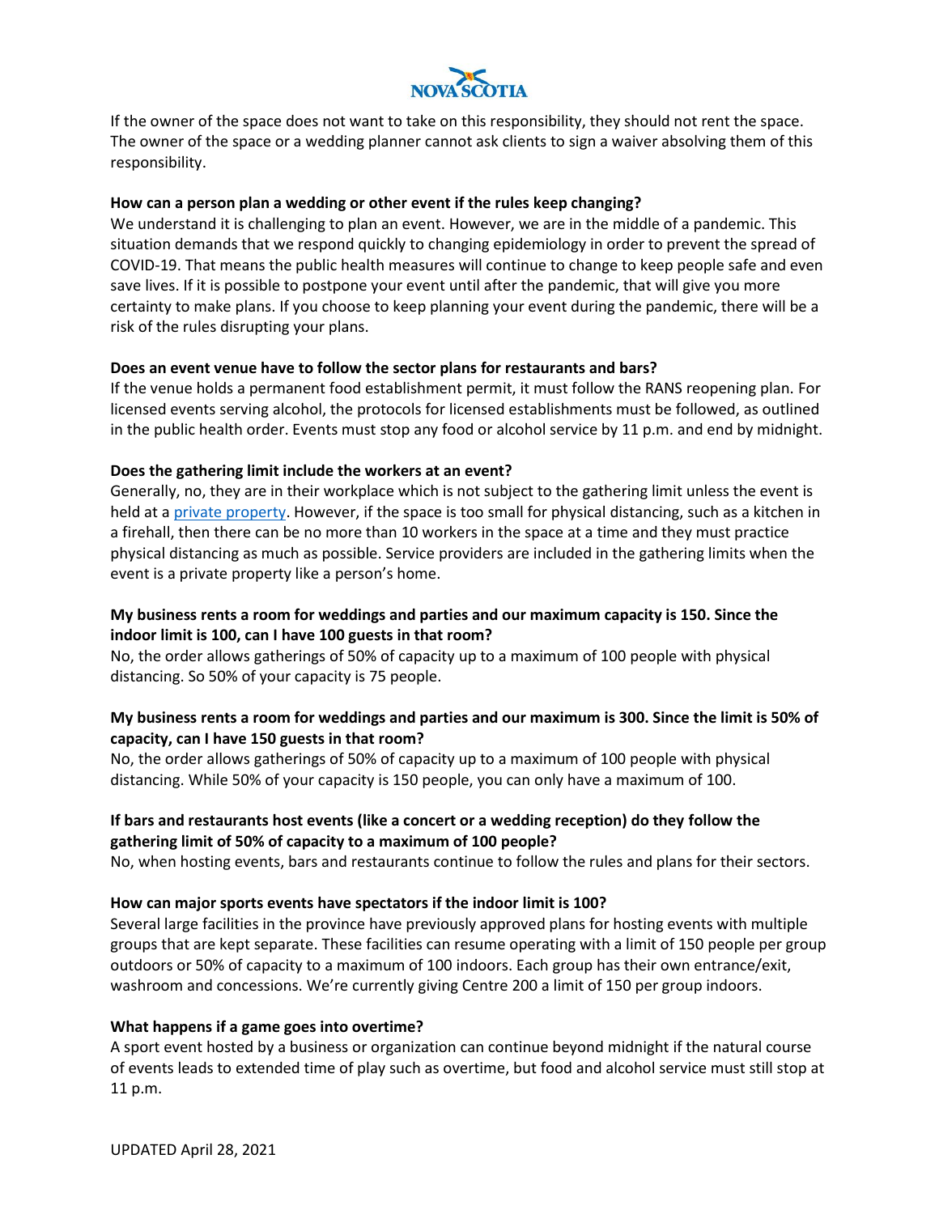If the owner of the space does not want to take on this responsibility, they should not rent the space. The owner of the space or a wedding planner cannot ask clients to sign a waiver absolving them of this responsibility.

**How can a person plan a wedding or other event if the rules keep changing?**

We understand it is challenging to plan an event. However, we are in the middle of a pandemic. This situation demands that we respond quickly to changing epidemiology in order to prevent the spread of COVID-19. That means the public health measures will continue to change to keep people safe and even save lives. If it is possible to postpone your event until after the pandemic, that will give you more certainty to make plans. If you choose to keep planning your event during the pandemic, there will be a risk of the rules disrupting your plans.

**Does an event venue have to follow the sector plans for restaurants and bars?**

If the venue holds a permanent food establishment permit, it must follow the RANS reopening plan. For licensed events serving alcohol, the protocols for licensed establishments must be followed, as outlined in the public health order. Events must stop any food or alcohol service by 11 p.m. and end by midnight.

**Does the gathering limit include the workers at an event?**

Generally, no, they are in their workplace which is not subject to the gathering limit unless the event is held at a [private property](). However, if the space is too small for physical distancing, such as a kitchen in a firehall, then there can be no more than 10 workers in the space at a time and they must practice physical distancing as much as possible. Service providers are included in the gathering limits when the event is a private property like a person's home.

**My business rents a room for weddings and parties and our maximum capacity is 150. Since the indoor limit is 100, can I have 100 guests in that room?**

No, the order allows gatherings of 50% of capacity up to a maximum of 100 people with physical distancing. So 50% of your capacity is 75 people.

**My business rents a room for weddings and parties and our maximum is 300. Since the limit is 50% of capacity, can I have 150 guests in that room?**

No, the order allows gatherings of 50% of capacity up to a maximum of 100 people with physical distancing. While 50% of your capacity is 150 people, you can only have a maximum of 100.

**If bars and restaurants host events (like a concert or a wedding reception) do they follow the gathering limit of 50% of capacity to a maximum of 100 people?**

No, when hosting events, bars and restaurants continue to follow the rules and plans for their sectors.

**How can major sports events have spectators if the indoor limit is 100?**

Several large facilities in the province have previously approved plans for hosting events with multiple groups that are kept separate. These facilities can resume operating with a limit of 150 people per group outdoors or 50% of capacity to a maximum of 100 indoors. Each group has their own entrance/exit, washroom and concessions. We're currently giving Centre 200 a limit of 150 per group indoors.

**What happens if a game goes into overtime?**

A sport event hosted by a business or organization can continue beyond midnight if the natural course of events leads to extended time of play such as overtime, but food and alcohol service must still stop at 11 p.m.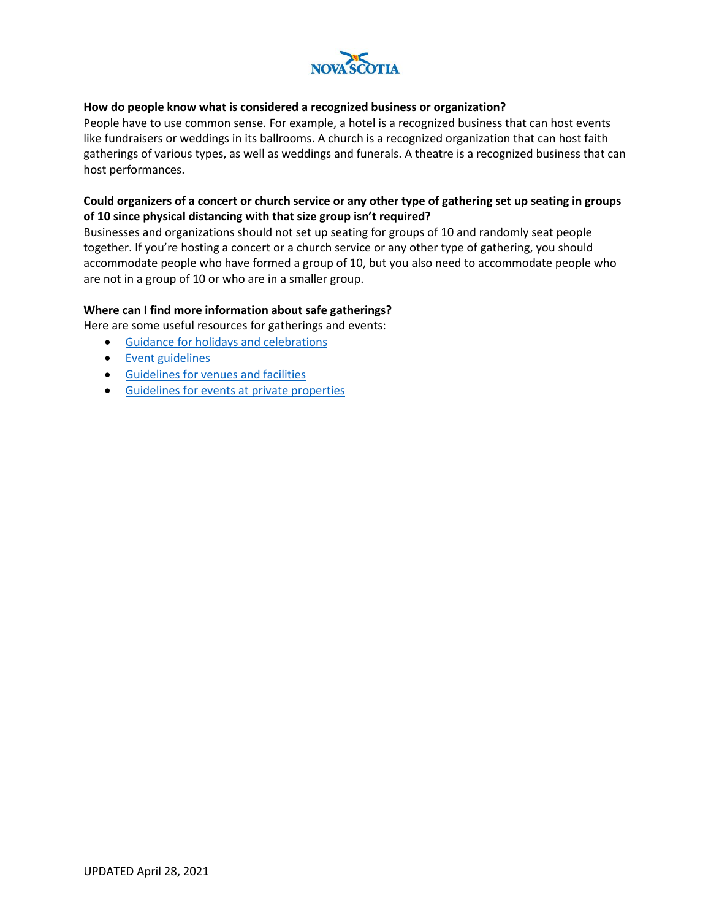**How do people know what is considered a recognized business or organization?**

People have to use common sense. For example, a hotel is a recognized business that can host events like fundraisers or weddings in its ballrooms. A church is a recognized organization that can host faith gatherings of various types, as well as weddings and funerals. A theatre is a recognized business that can host performances.

**Could organizers of a concert or church service or any other type of gathering set up seating in groups of 10 since physical distancing with that size group isn't required?**

Businesses and organizations should not set up seating for groups of 10 and randomly seat people together. If you're hosting a concert or a church service or any other type of gathering, you should accommodate people who have formed a group of 10, but you also need to accommodate people who are not in a group of 10 or who are in a smaller group.

**Where can I find more information about safe gatherings?**

Here are some useful resources for gatherings and events:

- Guidance for holidays and celebrations
- Event guidelines
- Guidelines for venues and facilities
- Guidelines for events at private properties

UPDATED April 28, 2021